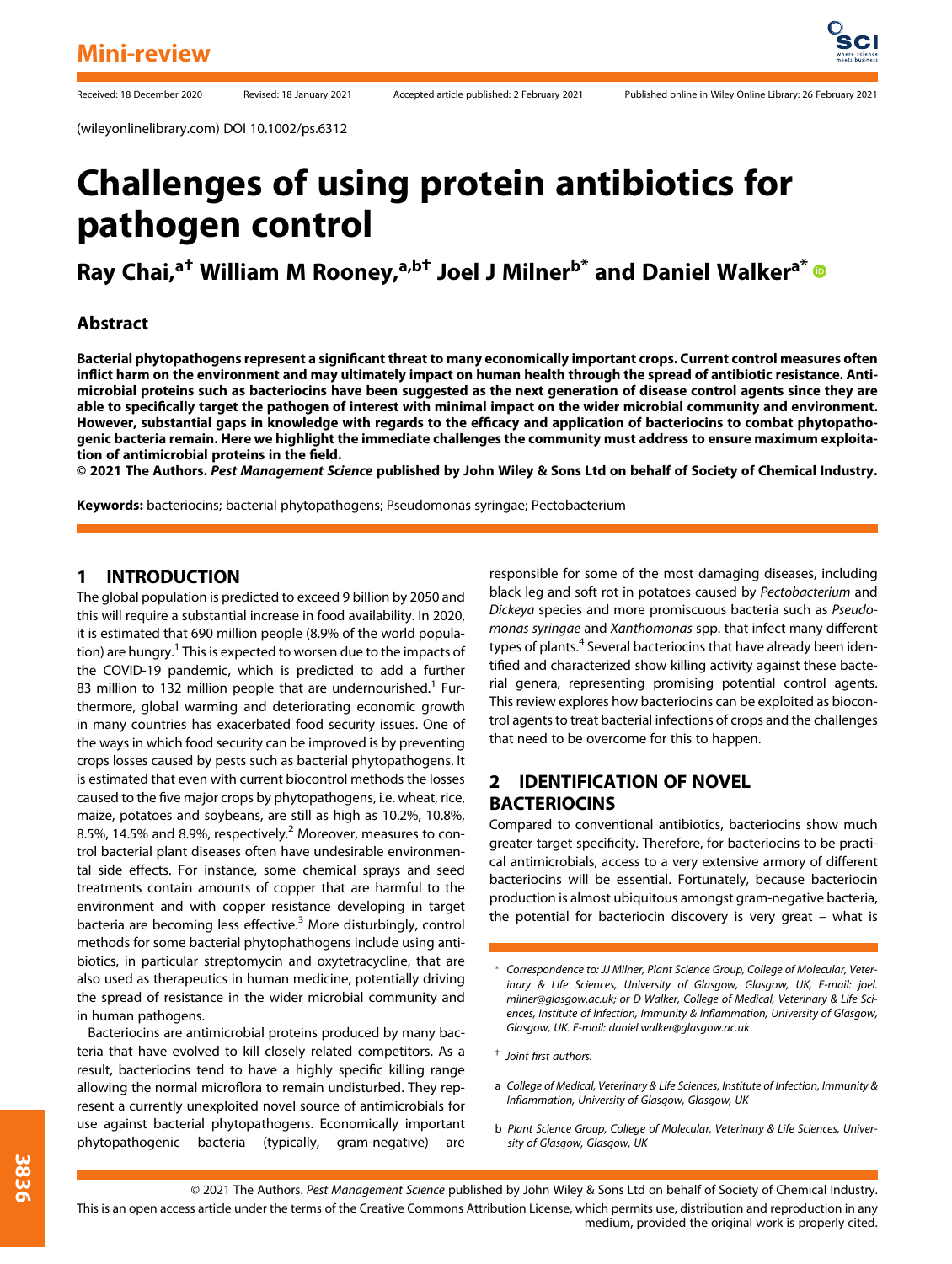Mini-review

Received: 18 December 2020 Revised: 18 January 2021 Accepted article published: 2 February 2021 Published online in Wiley Online Library: 26 February 2021

(wileyonlinelibrary.com) DOI 10.1002/ps.6312

# Challenges of using protein antibiotics for pathogen control

**Ray Chai,[a†] William M Rooney,[a,b†] Joel J Milner[b*] and Daniel Walker[a*]**

## Abstract

**Bacterial phytopathogens represent a significant threat to many economically important crops. Current control measures often inflict harm on the environment and may ultimately impact on human health through the spread of antibiotic resistance. Antimicrobial proteins such as bacteriocins have been suggested as the next generation of disease control agents since they are able to specifically target the pathogen of interest with minimal impact on the wider microbial community and environment. However, substantial gaps in knowledge with regards to the efficacy and application of bacteriocins to combat phytopathogenic bacteria remain. Here we highlight the immediate challenges the community must address to ensure maximum exploitation of antimicrobial proteins in the field.**

**© 2021 The Authors. *Pest Management Science* published by John Wiley & Sons Ltd on behalf of Society of Chemical Industry.**

**Keywords:** bacteriocins; bacterial phytopathogens; Pseudomonas syringae; Pectobacterium

## 1 INTRODUCTION

The global population is predicted to exceed 9 billion by 2050 and this will require a substantial increase in food availability. In 2020, it is estimated that 690 million people (8.9% of the world population) are hungry.[1] This is expected to worsen due to the impacts of the COVID-19 pandemic, which is predicted to add a further 83 million to 132 million people that are undernourished.[1] Furthermore, global warming and deteriorating economic growth in many countries has exacerbated food security issues. One of the ways in which food security can be improved is by preventing crops losses caused by pests such as bacterial phytopathogens. It is estimated that even with current biocontrol methods the losses caused to the five major crops by phytopathogens, i.e. wheat, rice, maize, potatoes and soybeans, are still as high as 10.2%, 10.8%, 8.5%, 14.5% and 8.9%, respectively.[2] Moreover, measures to control bacterial plant diseases often have undesirable environmental side effects. For instance, some chemical sprays and seed treatments contain amounts of copper that are harmful to the environment and with copper resistance developing in target bacteria are becoming less effective.[3] More disturbingly, control methods for some bacterial phytophathogens include using antibiotics, in particular streptomycin and oxytetracycline, that are also used as therapeutics in human medicine, potentially driving the spread of resistance in the wider microbial community and in human pathogens.

Bacteriocins are antimicrobial proteins produced by many bacteria that have evolved to kill closely related competitors. As a result, bacteriocins tend to have a highly specific killing range allowing the normal microflora to remain undisturbed. They represent a currently unexploited novel source of antimicrobials for use against bacterial phytopathogens. Economically important phytopathogenic bacteria (typically, gram-negative) are responsible for some of the most damaging diseases, including black leg and soft rot in potatoes caused by *Pectobacterium* and *Dickeya* species and more promiscuous bacteria such as *Pseudomonas syringae* and *Xanthomonas* spp. that infect many different types of plants.[4] Several bacteriocins that have already been identified and characterized show killing activity against these bacterial genera, representing promising potential control agents. This review explores how bacteriocins can be exploited as biocontrol agents to treat bacterial infections of crops and the challenges that need to be overcome for this to happen.

## 2 IDENTIFICATION OF NOVEL BACTERIOCINS

Compared to conventional antibiotics, bacteriocins show much greater target specificity. Therefore, for bacteriocins to be practical antimicrobials, access to a very extensive armory of different bacteriocins will be essential. Fortunately, because bacteriocin production is almost ubiquitous amongst gram-negative bacteria, the potential for bacteriocin discovery is very great – what is

\* Correspondence to: JJ Milner, Plant Science Group, College of Molecular, Veterinary & Life Sciences, University of Glasgow, Glasgow, UK, E-mail: joel.milner@glasgow.ac.uk; or D Walker, College of Medical, Veterinary & Life Sciences, Institute of Infection, Immunity & Inflammation, University of Glasgow, Glasgow, UK. E-mail: daniel.walker@glasgow.ac.uk

† Joint first authors.

a College of Medical, Veterinary & Life Sciences, Institute of Infection, Immunity & Inflammation, University of Glasgow, Glasgow, UK

b Plant Science Group, College of Molecular, Veterinary & Life Sciences, University of Glasgow, Glasgow, UK

© 2021 The Authors. *Pest Management Science* published by John Wiley & Sons Ltd on behalf of Society of Chemical Industry.
This is an open access article under the terms of the Creative Commons Attribution License, which permits use, distribution and reproduction in any medium, provided the original work is properly cited.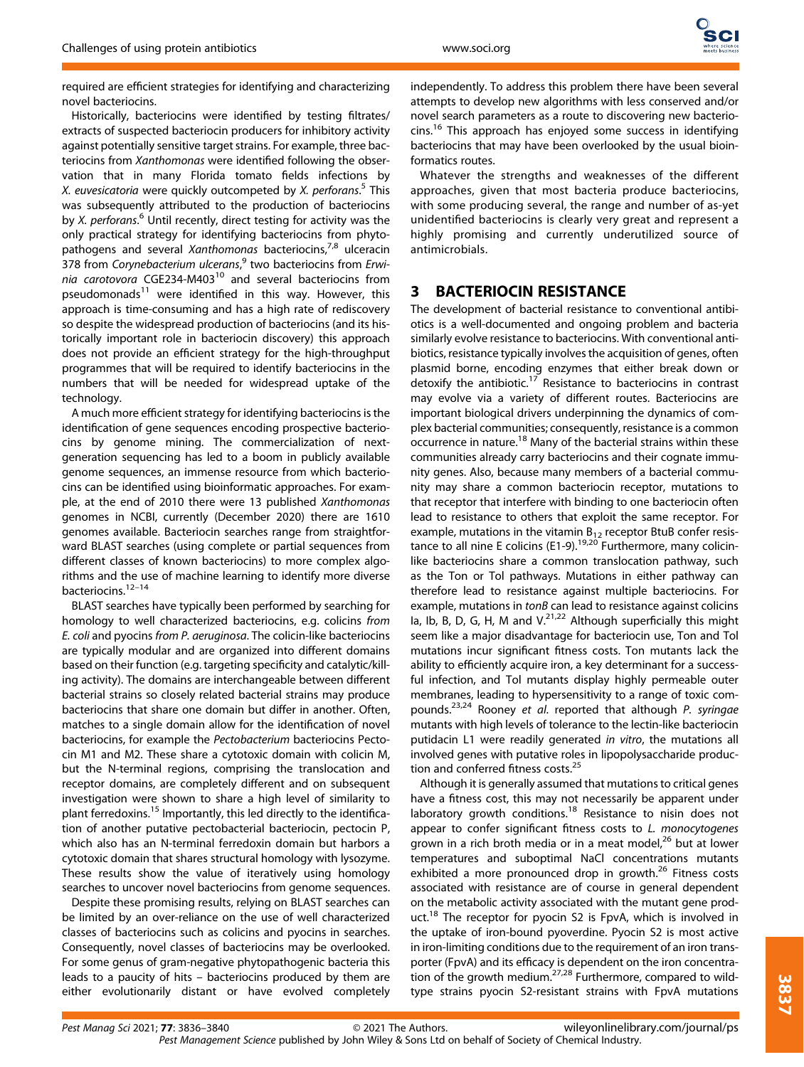required are efficient strategies for identifying and characterizing novel bacteriocins.

Historically, bacteriocins were identified by testing filtrates/extracts of suspected bacteriocin producers for inhibitory activity against potentially sensitive target strains. For example, three bacteriocins from *Xanthomonas* were identified following the observation that in many Florida tomato fields infections by *X. euvesicatoria* were quickly outcompeted by *X. perforans*.[5] This was subsequently attributed to the production of bacteriocins by *X. perforans*.[6] Until recently, direct testing for activity was the only practical strategy for identifying bacteriocins from phytopathogens and several *Xanthomonas* bacteriocins,[7,8] ulceracin 378 from *Corynebacterium ulcerans*,[9] two bacteriocins from *Erwinia carotovora* CGE234-M403[10] and several bacteriocins from pseudomonads[11] were identified in this way. However, this approach is time-consuming and has a high rate of rediscovery so despite the widespread production of bacteriocins (and its historically important role in bacteriocin discovery) this approach does not provide an efficient strategy for the high-throughput programmes that will be required to identify bacteriocins in the numbers that will be needed for widespread uptake of the technology.

A much more efficient strategy for identifying bacteriocins is the identification of gene sequences encoding prospective bacteriocins by genome mining. The commercialization of next-generation sequencing has led to a boom in publicly available genome sequences, an immense resource from which bacteriocins can be identified using bioinformatic approaches. For example, at the end of 2010 there were 13 published *Xanthomonas* genomes in NCBI, currently (December 2020) there are 1610 genomes available. Bacteriocin searches range from straightforward BLAST searches (using complete or partial sequences from different classes of known bacteriocins) to more complex algorithms and the use of machine learning to identify more diverse bacteriocins.[12–14]

BLAST searches have typically been performed by searching for homology to well characterized bacteriocins, e.g. colicins *from E. coli* and pyocins *from P. aeruginosa*. The colicin-like bacteriocins are typically modular and are organized into different domains based on their function (e.g. targeting specificity and catalytic/killing activity). The domains are interchangeable between different bacterial strains so closely related bacterial strains may produce bacteriocins that share one domain but differ in another. Often, matches to a single domain allow for the identification of novel bacteriocins, for example the *Pectobacterium* bacteriocins Pectocin M1 and M2. These share a cytotoxic domain with colicin M, but the N-terminal regions, comprising the translocation and receptor domains, are completely different and on subsequent investigation were shown to share a high level of similarity to plant ferredoxins.[15] Importantly, this led directly to the identification of another putative pectobacterial bacteriocin, pectocin P, which also has an N-terminal ferredoxin domain but harbors a cytotoxic domain that shares structural homology with lysozyme. These results show the value of iteratively using homology searches to uncover novel bacteriocins from genome sequences.

Despite these promising results, relying on BLAST searches can be limited by an over-reliance on the use of well characterized classes of bacteriocins such as colicins and pyocins in searches. Consequently, novel classes of bacteriocins may be overlooked. For some genus of gram-negative phytopathogenic bacteria this leads to a paucity of hits – bacteriocins produced by them are either evolutionarily distant or have evolved completely independently. To address this problem there have been several attempts to develop new algorithms with less conserved and/or novel search parameters as a route to discovering new bacteriocins.[16] This approach has enjoyed some success in identifying bacteriocins that may have been overlooked by the usual bioinformatics routes.

Whatever the strengths and weaknesses of the different approaches, given that most bacteria produce bacteriocins, with some producing several, the range and number of as-yet unidentified bacteriocins is clearly very great and represent a highly promising and currently underutilized source of antimicrobials.

## 3 BACTERIOCIN RESISTANCE

The development of bacterial resistance to conventional antibiotics is a well-documented and ongoing problem and bacteria similarly evolve resistance to bacteriocins. With conventional antibiotics, resistance typically involves the acquisition of genes, often plasmid borne, encoding enzymes that either break down or detoxify the antibiotic.[17] Resistance to bacteriocins in contrast may evolve via a variety of different routes. Bacteriocins are important biological drivers underpinning the dynamics of complex bacterial communities; consequently, resistance is a common occurrence in nature.[18] Many of the bacterial strains within these communities already carry bacteriocins and their cognate immunity genes. Also, because many members of a bacterial community may share a common bacteriocin receptor, mutations to that receptor that interfere with binding to one bacteriocin often lead to resistance to others that exploit the same receptor. For example, mutations in the vitamin $B_{12}$ receptor BtuB confer resistance to all nine E colicins (E1-9).[19,20] Furthermore, many colicin-like bacteriocins share a common translocation pathway, such as the Ton or Tol pathways. Mutations in either pathway can therefore lead to resistance against multiple bacteriocins. For example, mutations in *tonB* can lead to resistance against colicins Ia, Ib, B, D, G, H, M and V.[21,22] Although superficially this might seem like a major disadvantage for bacteriocin use, Ton and Tol mutations incur significant fitness costs. Ton mutants lack the ability to efficiently acquire iron, a key determinant for a successful infection, and Tol mutants display highly permeable outer membranes, leading to hypersensitivity to a range of toxic compounds.[23,24] Rooney *et al.* reported that although *P. syringae* mutants with high levels of tolerance to the lectin-like bacteriocin putidacin L1 were readily generated *in vitro*, the mutations all involved genes with putative roles in lipopolysaccharide production and conferred fitness costs.[25]

Although it is generally assumed that mutations to critical genes have a fitness cost, this may not necessarily be apparent under laboratory growth conditions.[18] Resistance to nisin does not appear to confer significant fitness costs to *L. monocytogenes* grown in a rich broth media or in a meat model,[26] but at lower temperatures and suboptimal NaCl concentrations mutants exhibited a more pronounced drop in growth.[26] Fitness costs associated with resistance are of course in general dependent on the metabolic activity associated with the mutant gene product.[18] The receptor for pyocin S2 is FpvA, which is involved in the uptake of iron-bound pyoverdine. Pyocin S2 is most active in iron-limiting conditions due to the requirement of an iron transporter (FpvA) and its efficacy is dependent on the iron concentration of the growth medium.[27,28] Furthermore, compared to wild-type strains pyocin S2-resistant strains with FpvA mutations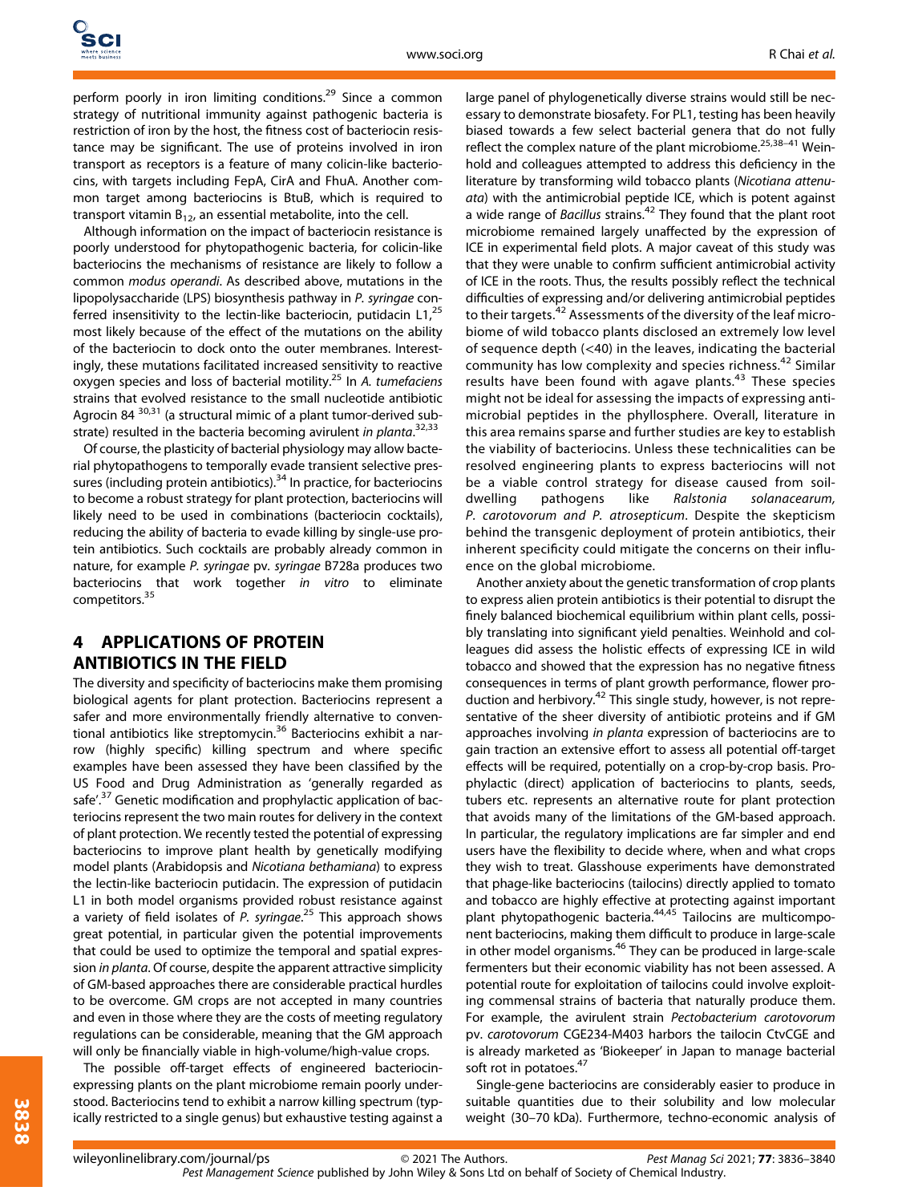perform poorly in iron limiting conditions.[29] Since a common strategy of nutritional immunity against pathogenic bacteria is restriction of iron by the host, the fitness cost of bacteriocin resistance may be significant. The use of proteins involved in iron transport as receptors is a feature of many colicin-like bacteriocins, with targets including FepA, CirA and FhuA. Another common target among bacteriocins is BtuB, which is required to transport vitamin $B_{12}$, an essential metabolite, into the cell.

Although information on the impact of bacteriocin resistance is poorly understood for phytopathogenic bacteria, for colicin-like bacteriocins the mechanisms of resistance are likely to follow a common *modus operandi*. As described above, mutations in the lipopolysaccharide (LPS) biosynthesis pathway in *P. syringae* conferred insensitivity to the lectin-like bacteriocin, putidacin L1,[25] most likely because of the effect of the mutations on the ability of the bacteriocin to dock onto the outer membranes. Interestingly, these mutations facilitated increased sensitivity to reactive oxygen species and loss of bacterial motility.[25] In *A. tumefaciens* strains that evolved resistance to the small nucleotide antibiotic Agrocin 84 [30,31] (a structural mimic of a plant tumor-derived substrate) resulted in the bacteria becoming avirulent *in planta*.[32,33]

Of course, the plasticity of bacterial physiology may allow bacterial phytopathogens to temporally evade transient selective pressures (including protein antibiotics).[34] In practice, for bacteriocins to become a robust strategy for plant protection, bacteriocins will likely need to be used in combinations (bacteriocin cocktails), reducing the ability of bacteria to evade killing by single-use protein antibiotics. Such cocktails are probably already common in nature, for example *P. syringae* pv. *syringae* B728a produces two bacteriocins that work together *in vitro* to eliminate competitors.[35]

## 4 APPLICATIONS OF PROTEIN ANTIBIOTICS IN THE FIELD

The diversity and specificity of bacteriocins make them promising biological agents for plant protection. Bacteriocins represent a safer and more environmentally friendly alternative to conventional antibiotics like streptomycin.[36] Bacteriocins exhibit a narrow (highly specific) killing spectrum and where specific examples have been assessed they have been classified by the US Food and Drug Administration as 'generally regarded as safe'.[37] Genetic modification and prophylactic application of bacteriocins represent the two main routes for delivery in the context of plant protection. We recently tested the potential of expressing bacteriocins to improve plant health by genetically modifying model plants (Arabidopsis and *Nicotiana bethamiana*) to express the lectin-like bacteriocin putidacin. The expression of putidacin L1 in both model organisms provided robust resistance against a variety of field isolates of *P. syringae*.[25] This approach shows great potential, in particular given the potential improvements that could be used to optimize the temporal and spatial expression *in planta*. Of course, despite the apparent attractive simplicity of GM-based approaches there are considerable practical hurdles to be overcome. GM crops are not accepted in many countries and even in those where they are the costs of meeting regulatory regulations can be considerable, meaning that the GM approach will only be financially viable in high-volume/high-value crops.

The possible off-target effects of engineered bacteriocin-expressing plants on the plant microbiome remain poorly understood. Bacteriocins tend to exhibit a narrow killing spectrum (typically restricted to a single genus) but exhaustive testing against a large panel of phylogenetically diverse strains would still be necessary to demonstrate biosafety. For PL1, testing has been heavily biased towards a few select bacterial genera that do not fully reflect the complex nature of the plant microbiome.[25,38–41] Weinhold and colleagues attempted to address this deficiency in the literature by transforming wild tobacco plants (*Nicotiana attenuata*) with the antimicrobial peptide ICE, which is potent against a wide range of *Bacillus* strains.[42] They found that the plant root microbiome remained largely unaffected by the expression of ICE in experimental field plots. A major caveat of this study was that they were unable to confirm sufficient antimicrobial activity of ICE in the roots. Thus, the results possibly reflect the technical difficulties of expressing and/or delivering antimicrobial peptides to their targets.[42] Assessments of the diversity of the leaf microbiome of wild tobacco plants disclosed an extremely low level of sequence depth (<40) in the leaves, indicating the bacterial community has low complexity and species richness.[42] Similar results have been found with agave plants.[43] These species might not be ideal for assessing the impacts of expressing antimicrobial peptides in the phyllosphere. Overall, literature in this area remains sparse and further studies are key to establish the viability of bacteriocins. Unless these technicalities can be resolved engineering plants to express bacteriocins will not be a viable control strategy for disease caused from soil-dwelling pathogens like *Ralstonia solanacearum, P. carotovorum and P. atrosepticum*. Despite the skepticism behind the transgenic deployment of protein antibiotics, their inherent specificity could mitigate the concerns on their influence on the global microbiome.

Another anxiety about the genetic transformation of crop plants to express alien protein antibiotics is their potential to disrupt the finely balanced biochemical equilibrium within plant cells, possibly translating into significant yield penalties. Weinhold and colleagues did assess the holistic effects of expressing ICE in wild tobacco and showed that the expression has no negative fitness consequences in terms of plant growth performance, flower production and herbivory.[42] This single study, however, is not representative of the sheer diversity of antibiotic proteins and if GM approaches involving *in planta* expression of bacteriocins are to gain traction an extensive effort to assess all potential off-target effects will be required, potentially on a crop-by-crop basis. Prophylactic (direct) application of bacteriocins to plants, seeds, tubers etc. represents an alternative route for plant protection that avoids many of the limitations of the GM-based approach. In particular, the regulatory implications are far simpler and end users have the flexibility to decide where, when and what crops they wish to treat. Glasshouse experiments have demonstrated that phage-like bacteriocins (tailocins) directly applied to tomato and tobacco are highly effective at protecting against important plant phytopathogenic bacteria.[44,45] Tailocins are multicomponent bacteriocins, making them difficult to produce in large-scale in other model organisms.[46] They can be produced in large-scale fermenters but their economic viability has not been assessed. A potential route for exploitation of tailocins could involve exploiting commensal strains of bacteria that naturally produce them. For example, the avirulent strain *Pectobacterium carotovorum* pv. *carotovorum* CGE234-M403 harbors the tailocin CtvCGE and is already marketed as 'Biokeeper' in Japan to manage bacterial soft rot in potatoes.[47]

Single-gene bacteriocins are considerably easier to produce in suitable quantities due to their solubility and low molecular weight (30–70 kDa). Furthermore, techno-economic analysis of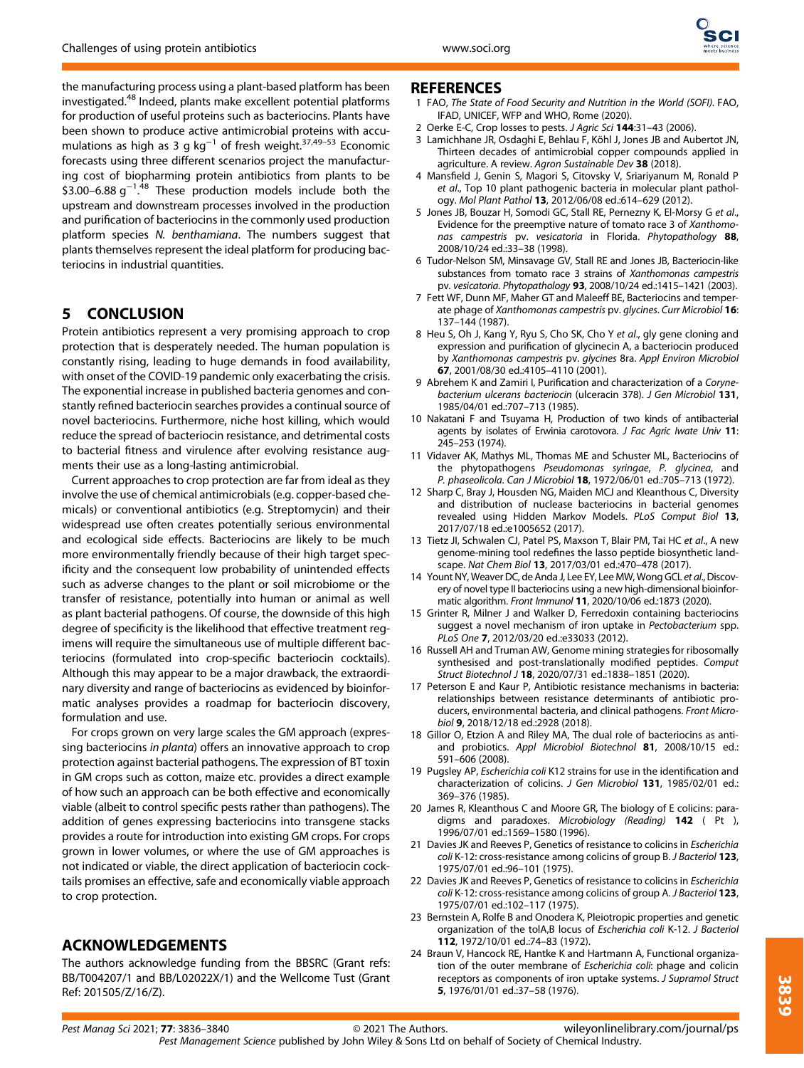the manufacturing process using a plant-based platform has been investigated.[48] Indeed, plants make excellent potential platforms for production of useful proteins such as bacteriocins. Plants have been shown to produce active antimicrobial proteins with accumulations as high as 3 g $kg^{-1}$ of fresh weight.[37,49–53] Economic forecasts using three different scenarios project the manufacturing cost of biopharming protein antibiotics from plants to be \$3.00–6.88 $g^{-1}$.[48] These production models include both the upstream and downstream processes involved in the production and purification of bacteriocins in the commonly used production platform species *N. benthamiana*. The numbers suggest that plants themselves represent the ideal platform for producing bacteriocins in industrial quantities.

## 5 CONCLUSION

Protein antibiotics represent a very promising approach to crop protection that is desperately needed. The human population is constantly rising, leading to huge demands in food availability, with onset of the COVID-19 pandemic only exacerbating the crisis. The exponential increase in published bacteria genomes and constantly refined bacteriocin searches provides a continual source of novel bacteriocins. Furthermore, niche host killing, which would reduce the spread of bacteriocin resistance, and detrimental costs to bacterial fitness and virulence after evolving resistance augments their use as a long-lasting antimicrobial.

Current approaches to crop protection are far from ideal as they involve the use of chemical antimicrobials (e.g. copper-based chemicals) or conventional antibiotics (e.g. Streptomycin) and their widespread use often creates potentially serious environmental and ecological side effects. Bacteriocins are likely to be much more environmentally friendly because of their high target specificity and the consequent low probability of unintended effects such as adverse changes to the plant or soil microbiome or the transfer of resistance, potentially into human or animal as well as plant bacterial pathogens. Of course, the downside of this high degree of specificity is the likelihood that effective treatment regimens will require the simultaneous use of multiple different bacteriocins (formulated into crop-specific bacteriocin cocktails). Although this may appear to be a major drawback, the extraordinary diversity and range of bacteriocins as evidenced by bioinformatic analyses provides a roadmap for bacteriocin discovery, formulation and use.

For crops grown on very large scales the GM approach (expressing bacteriocins *in planta*) offers an innovative approach to crop protection against bacterial pathogens. The expression of BT toxin in GM crops such as cotton, maize etc. provides a direct example of how such an approach can be both effective and economically viable (albeit to control specific pests rather than pathogens). The addition of genes expressing bacteriocins into transgene stacks provides a route for introduction into existing GM crops. For crops grown in lower volumes, or where the use of GM approaches is not indicated or viable, the direct application of bacteriocin cocktails promises an effective, safe and economically viable approach to crop protection.

## ACKNOWLEDGEMENTS

The authors acknowledge funding from the BBSRC (Grant refs: BB/T004207/1 and BB/L02022X/1) and the Wellcome Tust (Grant Ref: 201505/Z/16/Z).

## REFERENCES

1. FAO, *The State of Food Security and Nutrition in the World (SOFI)*. FAO, IFAD, UNICEF, WFP and WHO, Rome (2020).
2. Oerke E-C, Crop losses to pests. *J Agric Sci* **144**:31–43 (2006).
3. Lamichhane JR, Osdaghi E, Behlau F, Köhl J, Jones JB and Aubertot JN, Thirteen decades of antimicrobial copper compounds applied in agriculture. A review. *Agron Sustainable Dev* **38** (2018).
4. Mansfield J, Genin S, Magori S, Citovsky V, Sriariyanum M, Ronald P *et al*., Top 10 plant pathogenic bacteria in molecular plant pathology. *Mol Plant Pathol* **13**, 2012/06/08 ed.:614–629 (2012).
5. Jones JB, Bouzar H, Somodi GC, Stall RE, Pernezny K, El-Morsy G *et al*., Evidence for the preemptive nature of tomato race 3 of *Xanthomonas campestris* pv. *vesicatoria* in Florida. *Phytopathology* **88**, 2008/10/24 ed.:33–38 (1998).
6. Tudor-Nelson SM, Minsavage GV, Stall RE and Jones JB, Bacteriocin-like substances from tomato race 3 strains of *Xanthomonas campestris* pv. *vesicatoria*. *Phytopathology* **93**, 2008/10/24 ed.:1415–1421 (2003).
7. Fett WF, Dunn MF, Maher GT and Maleeff BE, Bacteriocins and temperate phage of *Xanthomonas campestris* pv. *glycines*. *Curr Microbiol* **16**: 137–144 (1987).
8. Heu S, Oh J, Kang Y, Ryu S, Cho SK, Cho Y *et al*., gly gene cloning and expression and purification of glycinecin A, a bacteriocin produced by *Xanthomonas campestris* pv. *glycines* 8ra. *Appl Environ Microbiol* **67**, 2001/08/30 ed.:4105–4110 (2001).
9. Abrehem K and Zamiri I, Purification and characterization of a *Corynebacterium ulcerans bacteriocin* (ulceracin 378). *J Gen Microbiol* **131**, 1985/04/01 ed.:707–713 (1985).
10. Nakatani F and Tsuyama H, Production of two kinds of antibacterial agents by isolates of Erwinia carotovora. *J Fac Agric Iwate Univ* **11**: 245–253 (1974).
11. Vidaver AK, Mathys ML, Thomas ME and Schuster ML, Bacteriocins of the phytopathogens *Pseudomonas syringae*, *P. glycinea*, and *P. phaseolicola*. *Can J Microbiol* **18**, 1972/06/01 ed.:705–713 (1972).
12. Sharp C, Bray J, Housden NG, Maiden MCJ and Kleanthous C, Diversity and distribution of nuclease bacteriocins in bacterial genomes revealed using Hidden Markov Models. *PLoS Comput Biol* **13**, 2017/07/18 ed.:e1005652 (2017).
13. Tietz JI, Schwalen CJ, Patel PS, Maxson T, Blair PM, Tai HC *et al*., A new genome-mining tool redefines the lasso peptide biosynthetic landscape. *Nat Chem Biol* **13**, 2017/03/01 ed.:470–478 (2017).
14. Yount NY, Weaver DC, de Anda J, Lee EY, Lee MW, Wong GCL *et al*., Discovery of novel type II bacteriocins using a new high-dimensional bioinformatic algorithm. *Front Immunol* **11**, 2020/10/06 ed.:1873 (2020).
15. Grinter R, Milner J and Walker D, Ferredoxin containing bacteriocins suggest a novel mechanism of iron uptake in *Pectobacterium* spp. *PLoS One* **7**, 2012/03/20 ed.:e33033 (2012).
16. Russell AH and Truman AW, Genome mining strategies for ribosomally synthesised and post-translationally modified peptides. *Comput Struct Biotechnol J* **18**, 2020/07/31 ed.:1838–1851 (2020).
17. Peterson E and Kaur P, Antibiotic resistance mechanisms in bacteria: relationships between resistance determinants of antibiotic producers, environmental bacteria, and clinical pathogens. *Front Microbiol* **9**, 2018/12/18 ed.:2928 (2018).
18. Gillor O, Etzion A and Riley MA, The dual role of bacteriocins as anti- and probiotics. *Appl Microbiol Biotechnol* **81**, 2008/10/15 ed.: 591–606 (2008).
19. Pugsley AP, *Escherichia coli* K12 strains for use in the identification and characterization of colicins. *J Gen Microbiol* **131**, 1985/02/01 ed.: 369–376 (1985).
20. James R, Kleanthous C and Moore GR, The biology of E colicins: paradigms and paradoxes. *Microbiology (Reading)* **142** ( Pt ), 1996/07/01 ed.:1569–1580 (1996).
21. Davies JK and Reeves P, Genetics of resistance to colicins in *Escherichia coli* K-12: cross-resistance among colicins of group B. *J Bacteriol* **123**, 1975/07/01 ed.:96–101 (1975).
22. Davies JK and Reeves P, Genetics of resistance to colicins in *Escherichia coli* K-12: cross-resistance among colicins of group A. *J Bacteriol* **123**, 1975/07/01 ed.:102–117 (1975).
23. Bernstein A, Rolfe B and Onodera K, Pleiotropic properties and genetic organization of the tolA,B locus of *Escherichia coli* K-12. *J Bacteriol* **112**, 1972/10/01 ed.:74–83 (1972).
24. Braun V, Hancock RE, Hantke K and Hartmann A, Functional organization of the outer membrane of *Escherichia coli*: phage and colicin receptors as components of iron uptake systems. *J Supramol Struct* **5**, 1976/01/01 ed.:37–58 (1976).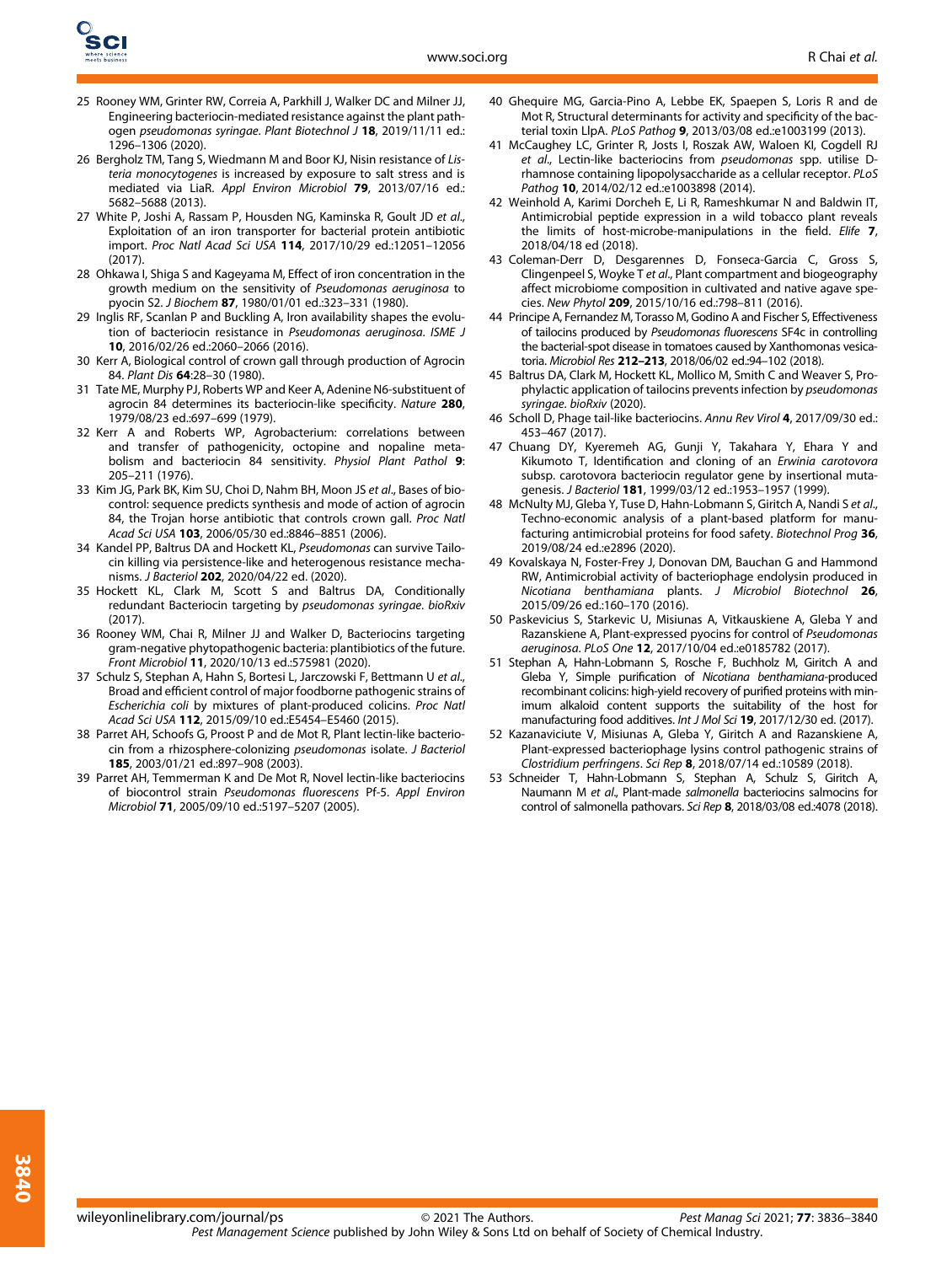25 Rooney WM, Grinter RW, Correia A, Parkhill J, Walker DC and Milner JJ, Engineering bacteriocin-mediated resistance against the plant pathogen *pseudomonas syringae*. *Plant Biotechnol J* **18**, 2019/11/11 ed.: 1296–1306 (2020).

26 Bergholz TM, Tang S, Wiedmann M and Boor KJ, Nisin resistance of *Listeria monocytogenes* is increased by exposure to salt stress and is mediated via LiaR. *Appl Environ Microbiol* **79**, 2013/07/16 ed.: 5682–5688 (2013).

27 White P, Joshi A, Rassam P, Housden NG, Kaminska R, Goult JD *et al*., Exploitation of an iron transporter for bacterial protein antibiotic import. *Proc Natl Acad Sci USA* **114**, 2017/10/29 ed.:12051–12056 (2017).

28 Ohkawa I, Shiga S and Kageyama M, Effect of iron concentration in the growth medium on the sensitivity of *Pseudomonas aeruginosa* to pyocin S2. *J Biochem* **87**, 1980/01/01 ed.:323–331 (1980).

29 Inglis RF, Scanlan P and Buckling A, Iron availability shapes the evolution of bacteriocin resistance in *Pseudomonas aeruginosa*. *ISME J* **10**, 2016/02/26 ed.:2060–2066 (2016).

30 Kerr A, Biological control of crown gall through production of Agrocin 84. *Plant Dis* **64**:28–30 (1980).

31 Tate ME, Murphy PJ, Roberts WP and Keer A, Adenine N6-substituent of agrocin 84 determines its bacteriocin-like specificity. *Nature* **280**, 1979/08/23 ed.:697–699 (1979).

32 Kerr A and Roberts WP, Agrobacterium: correlations between and transfer of pathogenicity, octopine and nopaline metabolism and bacteriocin 84 sensitivity. *Physiol Plant Pathol* **9**: 205–211 (1976).

33 Kim JG, Park BK, Kim SU, Choi D, Nahm BH, Moon JS *et al*., Bases of biocontrol: sequence predicts synthesis and mode of action of agrocin 84, the Trojan horse antibiotic that controls crown gall. *Proc Natl Acad Sci USA* **103**, 2006/05/30 ed.:8846–8851 (2006).

34 Kandel PP, Baltrus DA and Hockett KL, *Pseudomonas* can survive Tailocin killing via persistence-like and heterogenous resistance mechanisms. *J Bacteriol* **202**, 2020/04/22 ed. (2020).

35 Hockett KL, Clark M, Scott S and Baltrus DA, Conditionally redundant Bacteriocin targeting by *pseudomonas syringae*. *bioRxiv* (2017).

36 Rooney WM, Chai R, Milner JJ and Walker D, Bacteriocins targeting gram-negative phytopathogenic bacteria: plantibiotics of the future. *Front Microbiol* **11**, 2020/10/13 ed.:575981 (2020).

37 Schulz S, Stephan A, Hahn S, Bortesi L, Jarczowski F, Bettmann U *et al*., Broad and efficient control of major foodborne pathogenic strains of *Escherichia coli* by mixtures of plant-produced colicins. *Proc Natl Acad Sci USA* **112**, 2015/09/10 ed.:E5454–E5460 (2015).

38 Parret AH, Schoofs G, Proost P and de Mot R, Plant lectin-like bacteriocin from a rhizosphere-colonizing *pseudomonas* isolate. *J Bacteriol* **185**, 2003/01/21 ed.:897–908 (2003).

39 Parret AH, Temmerman K and De Mot R, Novel lectin-like bacteriocins of biocontrol strain *Pseudomonas fluorescens* Pf-5. *Appl Environ Microbiol* **71**, 2005/09/10 ed.:5197–5207 (2005).

40 Ghequire MG, Garcia-Pino A, Lebbe EK, Spaepen S, Loris R and de Mot R, Structural determinants for activity and specificity of the bacterial toxin LlpA. *PLoS Pathog* **9**, 2013/03/08 ed.:e1003199 (2013).

41 McCaughey LC, Grinter R, Josts I, Roszak AW, Waloen KI, Cogdell RJ *et al*., Lectin-like bacteriocins from *pseudomonas* spp. utilise D-rhamnose containing lipopolysaccharide as a cellular receptor. *PLoS Pathog* **10**, 2014/02/12 ed.:e1003898 (2014).

42 Weinhold A, Karimi Dorcheh E, Li R, Rameshkumar N and Baldwin IT, Antimicrobial peptide expression in a wild tobacco plant reveals the limits of host-microbe-manipulations in the field. *Elife* **7**, 2018/04/18 ed (2018).

43 Coleman-Derr D, Desgarennes D, Fonseca-Garcia C, Gross S, Clingenpeel S, Woyke T *et al*., Plant compartment and biogeography affect microbiome composition in cultivated and native agave species. *New Phytol* **209**, 2015/10/16 ed.:798–811 (2016).

44 Principe A, Fernandez M, Torasso M, Godino A and Fischer S, Effectiveness of tailocins produced by *Pseudomonas fluorescens* SF4c in controlling the bacterial-spot disease in tomatoes caused by Xanthomonas vesicatoria. *Microbiol Res* **212–213**, 2018/06/02 ed.:94–102 (2018).

45 Baltrus DA, Clark M, Hockett KL, Mollico M, Smith C and Weaver S, Prophylactic application of tailocins prevents infection by *pseudomonas syringae*. *bioRxiv* (2020).

46 Scholl D, Phage tail-like bacteriocins. *Annu Rev Virol* **4**, 2017/09/30 ed.: 453–467 (2017).

47 Chuang DY, Kyeremeh AG, Gunji Y, Takahara Y, Ehara Y and Kikumoto T, Identification and cloning of an *Erwinia carotovora* subsp. carotovora bacteriocin regulator gene by insertional mutagenesis. *J Bacteriol* **181**, 1999/03/12 ed.:1953–1957 (1999).

48 McNulty MJ, Gleba Y, Tuse D, Hahn-Lobmann S, Giritch A, Nandi S *et al*., Techno-economic analysis of a plant-based platform for manufacturing antimicrobial proteins for food safety. *Biotechnol Prog* **36**, 2019/08/24 ed.:e2896 (2020).

49 Kovalskaya N, Foster-Frey J, Donovan DM, Bauchan G and Hammond RW, Antimicrobial activity of bacteriophage endolysin produced in *Nicotiana benthamiana* plants. *J Microbiol Biotechnol* **26**, 2015/09/26 ed.:160–170 (2016).

50 Paskevicius S, Starkevic U, Misiunas A, Vitkauskiene A, Gleba Y and Razanskiene A, Plant-expressed pyocins for control of *Pseudomonas aeruginosa*. *PLoS One* **12**, 2017/10/04 ed.:e0185782 (2017).

51 Stephan A, Hahn-Lobmann S, Rosche F, Buchholz M, Giritch A and Gleba Y, Simple purification of *Nicotiana benthamiana*-produced recombinant colicins: high-yield recovery of purified proteins with minimum alkaloid content supports the suitability of the host for manufacturing food additives. *Int J Mol Sci* **19**, 2017/12/30 ed. (2017).

52 Kazanaviciute V, Misiunas A, Gleba Y, Giritch A and Razanskiene A, Plant-expressed bacteriophage lysins control pathogenic strains of *Clostridium perfringens*. *Sci Rep* **8**, 2018/07/14 ed.:10589 (2018).

53 Schneider T, Hahn-Lobmann S, Stephan A, Schulz S, Giritch A, Naumann M *et al*., Plant-made *salmonella* bacteriocins salmocins for control of salmonella pathovars. *Sci Rep* **8**, 2018/03/08 ed.:4078 (2018).